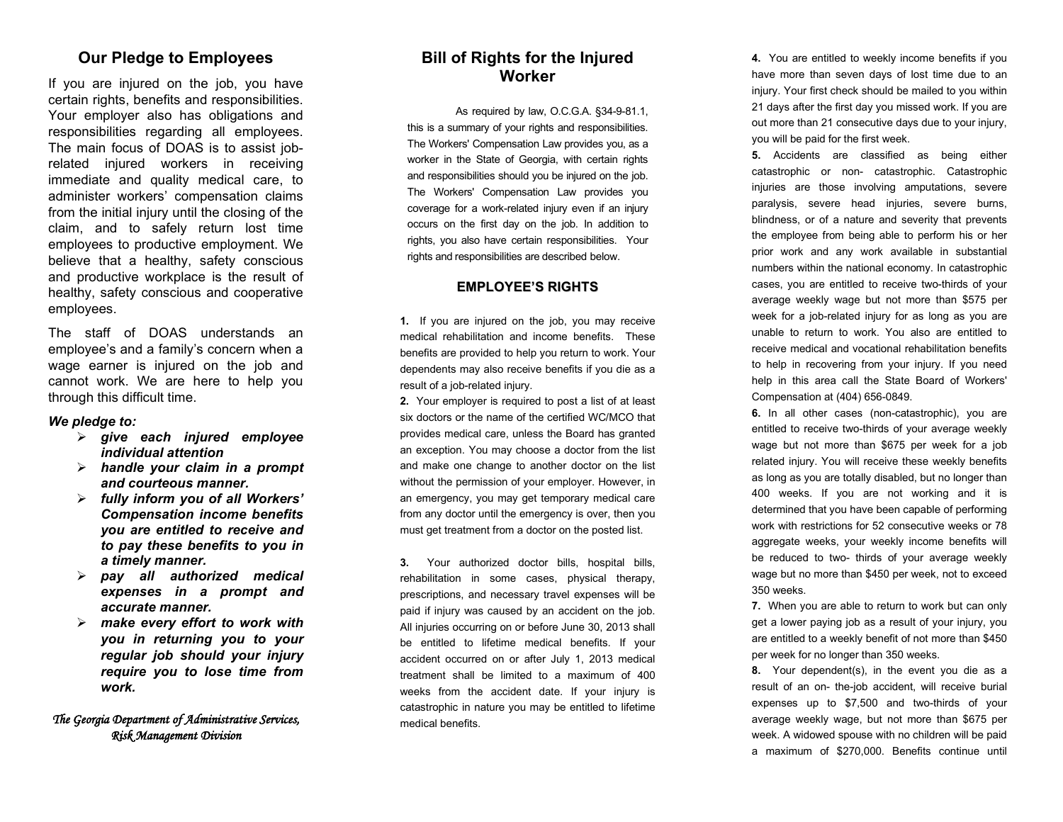## Our Pledge to Employees

If you are injured on the job, you have certain rights, benefits and responsibilities. Your employer also has obligations and responsibilities regarding all employees. The main focus of DOAS is to assist job-related injured workers in receiving immediate and quality medical care, to administer workers' compensation claims from the initial injury until the closing of the claim, and to safely return lost time employees to productive employment. We believe that a healthy, safety conscious and productive workplace is the result of healthy, safety conscious and cooperative employees.

The staff of DOAS understands an employee's and a family's concern when a wage earner is injured on the job and cannot work. We are here to help you through this difficult time.

***We pledge to:***

- ***give each injured employee individual attention***
- ***handle your claim in a prompt and courteous manner.***
- ***fully inform you of all Workers' Compensation income benefits you are entitled to receive and to pay these benefits to you in a timely manner.***
- ***pay all authorized medical expenses in a prompt and accurate manner.***
- ***make every effort to work with you in returning you to your regular job should your injury require you to lose time from work.***

*The Georgia Department of Administrative Services, Risk Management Division*

## Bill of Rights for the Injured Worker

As required by law, O.C.G.A. §34-9-81.1, this is a summary of your rights and responsibilities. The Workers' Compensation Law provides you, as a worker in the State of Georgia, with certain rights and responsibilities should you be injured on the job. The Workers' Compensation Law provides you coverage for a work-related injury even if an injury occurs on the first day on the job. In addition to rights, you also have certain responsibilities. Your rights and responsibilities are described below.

### EMPLOYEE'S RIGHTS

**1.** If you are injured on the job, you may receive medical rehabilitation and income benefits. These benefits are provided to help you return to work. Your dependents may also receive benefits if you die as a result of a job-related injury.

**2.** Your employer is required to post a list of at least six doctors or the name of the certified WC/MCO that provides medical care, unless the Board has granted an exception. You may choose a doctor from the list and make one change to another doctor on the list without the permission of your employer. However, in an emergency, you may get temporary medical care from any doctor until the emergency is over, then you must get treatment from a doctor on the posted list.

**3.** Your authorized doctor bills, hospital bills, rehabilitation in some cases, physical therapy, prescriptions, and necessary travel expenses will be paid if injury was caused by an accident on the job. All injuries occurring on or before June 30, 2013 shall be entitled to lifetime medical benefits. If your accident occurred on or after July 1, 2013 medical treatment shall be limited to a maximum of 400 weeks from the accident date. If your injury is catastrophic in nature you may be entitled to lifetime medical benefits.

**4.** You are entitled to weekly income benefits if you have more than seven days of lost time due to an injury. Your first check should be mailed to you within 21 days after the first day you missed work. If you are out more than 21 consecutive days due to your injury, you will be paid for the first week.

**5.** Accidents are classified as being either catastrophic or non- catastrophic. Catastrophic injuries are those involving amputations, severe paralysis, severe head injuries, severe burns, blindness, or of a nature and severity that prevents the employee from being able to perform his or her prior work and any work available in substantial numbers within the national economy. In catastrophic cases, you are entitled to receive two-thirds of your average weekly wage but not more than $575 per week for a job-related injury for as long as you are unable to return to work. You also are entitled to receive medical and vocational rehabilitation benefits to help in recovering from your injury. If you need help in this area call the State Board of Workers' Compensation at (404) 656-0849.

**6.** In all other cases (non-catastrophic), you are entitled to receive two-thirds of your average weekly wage but not more than $675 per week for a job related injury. You will receive these weekly benefits as long as you are totally disabled, but no longer than 400 weeks. If you are not working and it is determined that you have been capable of performing work with restrictions for 52 consecutive weeks or 78 aggregate weeks, your weekly income benefits will be reduced to two- thirds of your average weekly wage but no more than $450 per week, not to exceed 350 weeks.

**7.** When you are able to return to work but can only get a lower paying job as a result of your injury, you are entitled to a weekly benefit of not more than $450 per week for no longer than 350 weeks.

**8.** Your dependent(s), in the event you die as a result of an on- the-job accident, will receive burial expenses up to $7,500 and two-thirds of your average weekly wage, but not more than $675 per week. A widowed spouse with no children will be paid a maximum of $270,000. Benefits continue until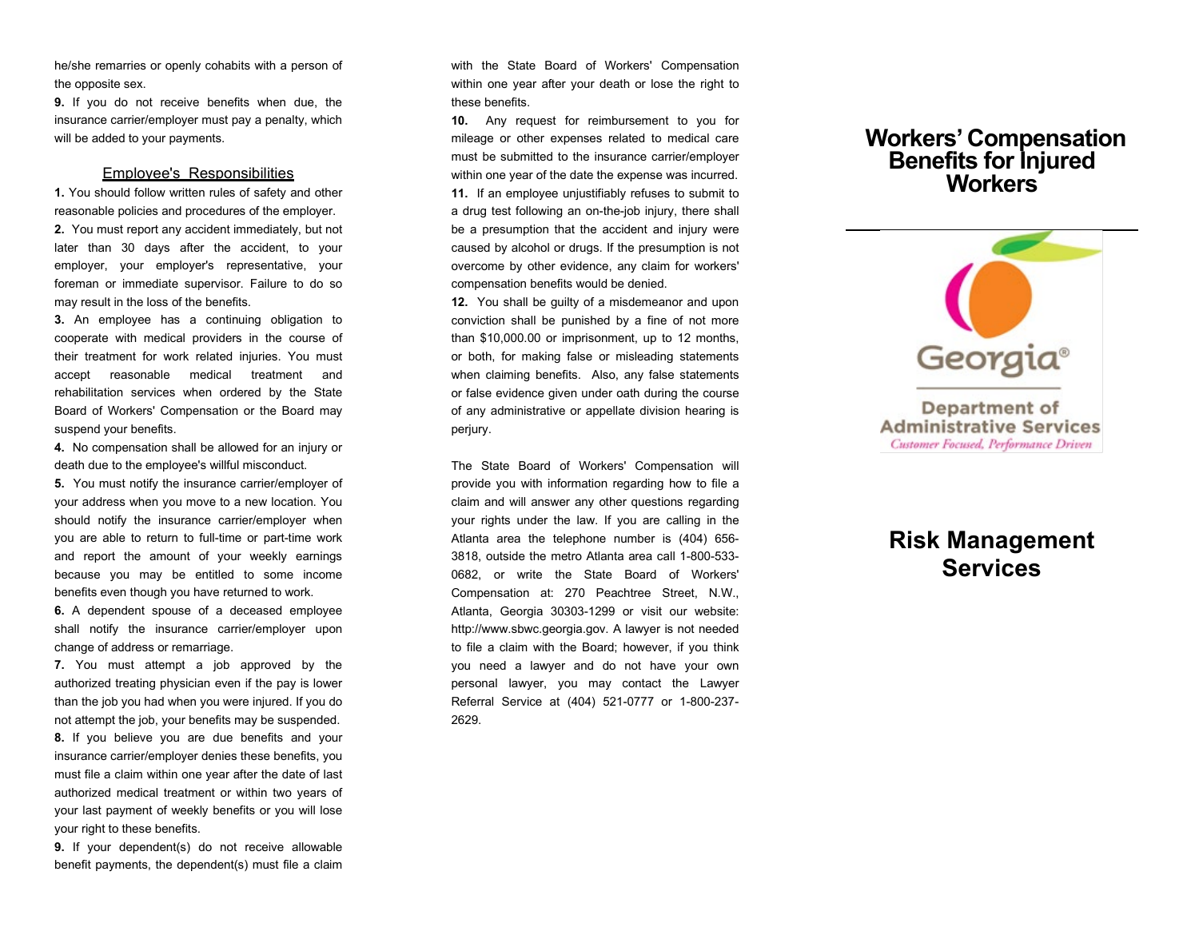he/she remarries or openly cohabits with a person of the opposite sex.

**9.** If you do not receive benefits when due, the insurance carrier/employer must pay a penalty, which will be added to your payments.

## Employee's Responsibilities

**1.** You should follow written rules of safety and other reasonable policies and procedures of the employer.

**2.** You must report any accident immediately, but not later than 30 days after the accident, to your employer, your employer's representative, your foreman or immediate supervisor. Failure to do so may result in the loss of the benefits.

**3.** An employee has a continuing obligation to cooperate with medical providers in the course of their treatment for work related injuries. You must accept reasonable medical treatment and rehabilitation services when ordered by the State Board of Workers' Compensation or the Board may suspend your benefits.

**4.** No compensation shall be allowed for an injury or death due to the employee's willful misconduct.

**5.** You must notify the insurance carrier/employer of your address when you move to a new location. You should notify the insurance carrier/employer when you are able to return to full-time or part-time work and report the amount of your weekly earnings because you may be entitled to some income benefits even though you have returned to work.

**6.** A dependent spouse of a deceased employee shall notify the insurance carrier/employer upon change of address or remarriage.

**7.** You must attempt a job approved by the authorized treating physician even if the pay is lower than the job you had when you were injured. If you do not attempt the job, your benefits may be suspended.

**8.** If you believe you are due benefits and your insurance carrier/employer denies these benefits, you must file a claim within one year after the date of last authorized medical treatment or within two years of your last payment of weekly benefits or you will lose your right to these benefits.

**9.** If your dependent(s) do not receive allowable benefit payments, the dependent(s) must file a claim with the State Board of Workers' Compensation within one year after your death or lose the right to these benefits.

**10.** Any request for reimbursement to you for mileage or other expenses related to medical care must be submitted to the insurance carrier/employer within one year of the date the expense was incurred.

**11.** If an employee unjustifiably refuses to submit to a drug test following an on-the-job injury, there shall be a presumption that the accident and injury were caused by alcohol or drugs. If the presumption is not overcome by other evidence, any claim for workers' compensation benefits would be denied.

**12.** You shall be guilty of a misdemeanor and upon conviction shall be punished by a fine of not more than $10,000.00 or imprisonment, up to 12 months, or both, for making false or misleading statements when claiming benefits. Also, any false statements or false evidence given under oath during the course of any administrative or appellate division hearing is perjury.

The State Board of Workers' Compensation will provide you with information regarding how to file a claim and will answer any other questions regarding your rights under the law. If you are calling in the Atlanta area the telephone number is (404) 656-3818, outside the metro Atlanta area call 1-800-533-0682, or write the State Board of Workers' Compensation at: 270 Peachtree Street, N.W., Atlanta, Georgia 30303-1299 or visit our website: http://www.sbwc.georgia.gov. A lawyer is not needed to file a claim with the Board; however, if you think you need a lawyer and do not have your own personal lawyer, you may contact the Lawyer Referral Service at (404) 521-0777 or 1-800-237-2629.

# Workers' Compensation Benefits for Injured Workers

Georgia®

Department of Administrative Services

*Customer Focused, Performance Driven*

# Risk Management Services